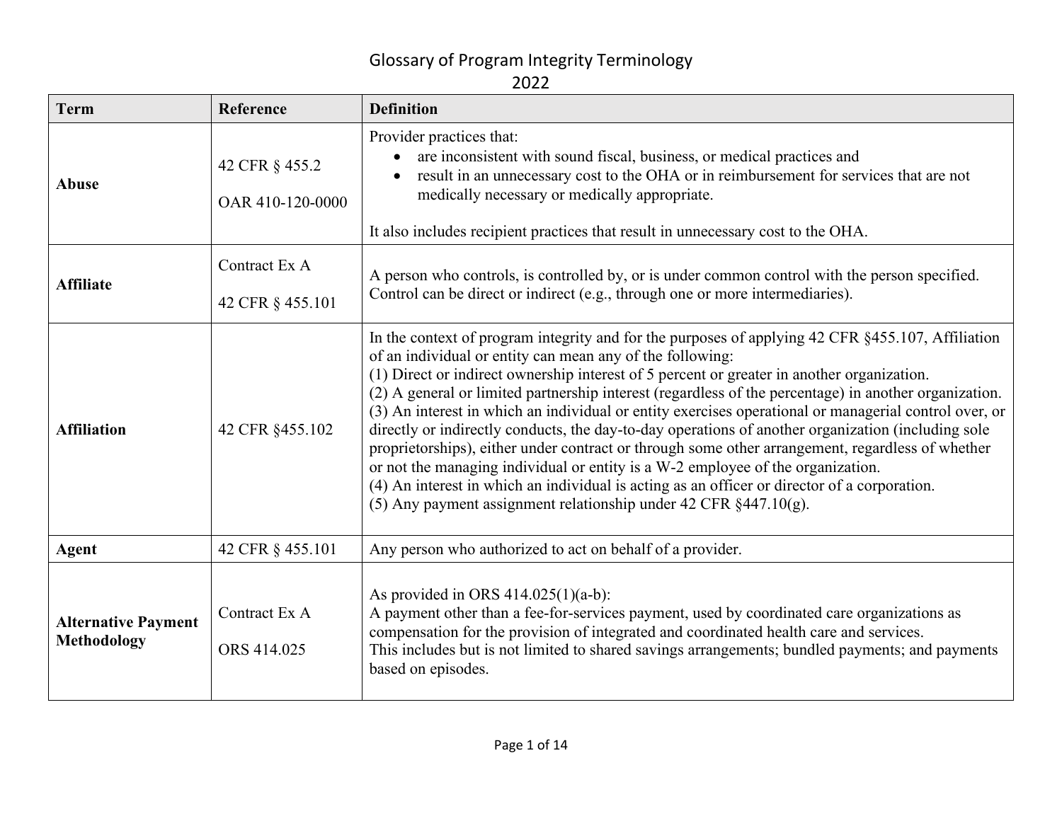# Glossary of Program Integrity Terminology

## 2022

| Term | Reference | Definition |
|---|---|---|
| **Abuse** | 42 CFR § 455.2<br><br>OAR 410-120-0000 | Provider practices that:<br>• are inconsistent with sound fiscal, business, or medical practices and<br>• result in an unnecessary cost to the OHA or in reimbursement for services that are not medically necessary or medically appropriate.<br><br>It also includes recipient practices that result in unnecessary cost to the OHA. |
| **Affiliate** | Contract Ex A<br><br>42 CFR § 455.101 | A person who controls, is controlled by, or is under common control with the person specified. Control can be direct or indirect (e.g., through one or more intermediaries). |
| **Affiliation** | 42 CFR §455.102 | In the context of program integrity and for the purposes of applying 42 CFR §455.107, Affiliation of an individual or entity can mean any of the following:<br>(1) Direct or indirect ownership interest of 5 percent or greater in another organization.<br>(2) A general or limited partnership interest (regardless of the percentage) in another organization.<br>(3) An interest in which an individual or entity exercises operational or managerial control over, or directly or indirectly conducts, the day-to-day operations of another organization (including sole proprietorships), either under contract or through some other arrangement, regardless of whether or not the managing individual or entity is a W-2 employee of the organization.<br>(4) An interest in which an individual is acting as an officer or director of a corporation.<br>(5) Any payment assignment relationship under 42 CFR §447.10(g). |
| **Agent** | 42 CFR § 455.101 | Any person who authorized to act on behalf of a provider. |
| **Alternative Payment Methodology** | Contract Ex A<br><br>ORS 414.025 | As provided in ORS 414.025(1)(a-b):<br>A payment other than a fee-for-services payment, used by coordinated care organizations as compensation for the provision of integrated and coordinated health care and services.<br>This includes but is not limited to shared savings arrangements; bundled payments; and payments based on episodes. |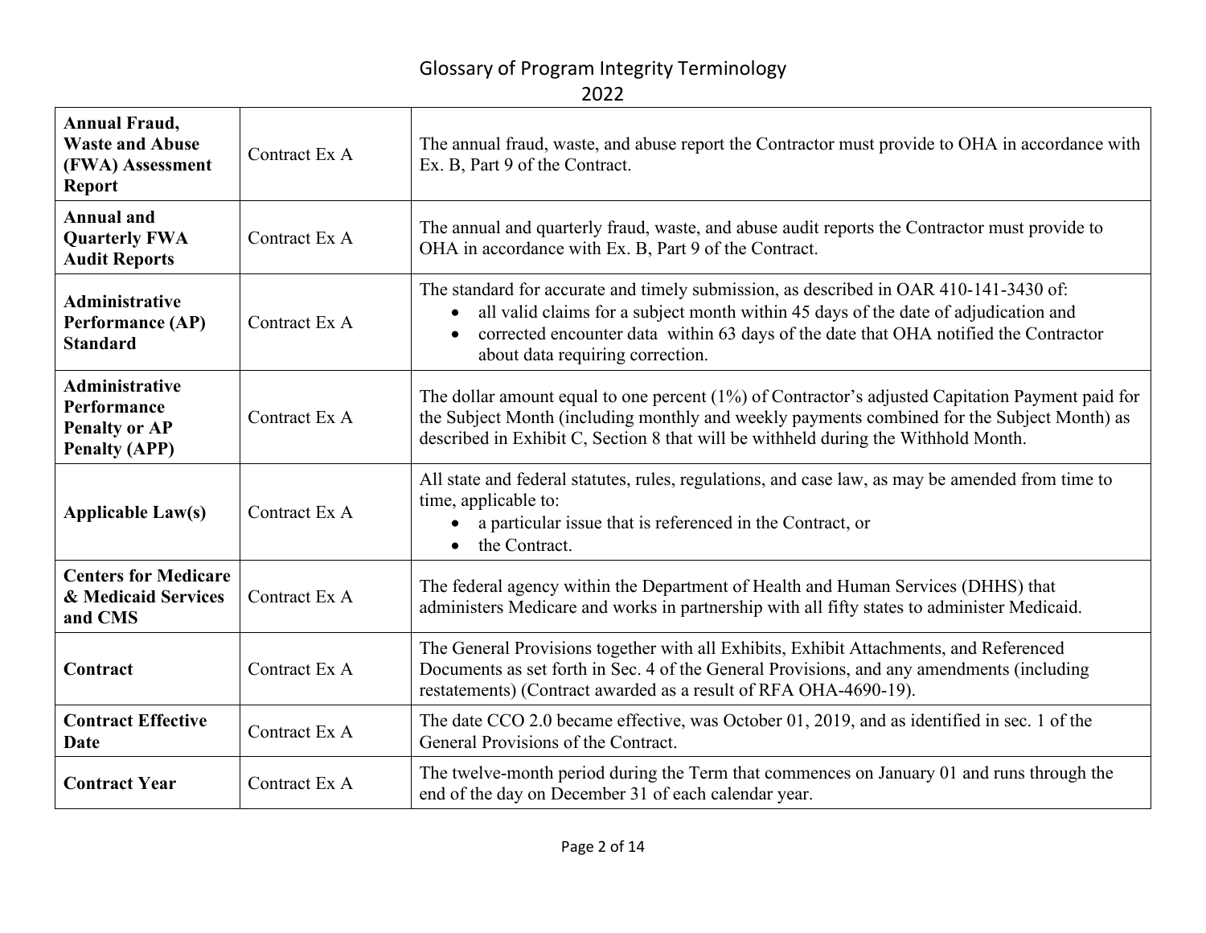# Glossary of Program Integrity Terminology 2022

| | | |
|---|---|---|
| **Annual Fraud, Waste and Abuse (FWA) Assessment Report** | Contract Ex A | The annual fraud, waste, and abuse report the Contractor must provide to OHA in accordance with Ex. B, Part 9 of the Contract. |
| **Annual and Quarterly FWA Audit Reports** | Contract Ex A | The annual and quarterly fraud, waste, and abuse audit reports the Contractor must provide to OHA in accordance with Ex. B, Part 9 of the Contract. |
| **Administrative Performance (AP) Standard** | Contract Ex A | The standard for accurate and timely submission, as described in OAR 410-141-3430 of:<br>• all valid claims for a subject month within 45 days of the date of adjudication and<br>• corrected encounter data within 63 days of the date that OHA notified the Contractor about data requiring correction. |
| **Administrative Performance Penalty or AP Penalty (APP)** | Contract Ex A | The dollar amount equal to one percent (1%) of Contractor's adjusted Capitation Payment paid for the Subject Month (including monthly and weekly payments combined for the Subject Month) as described in Exhibit C, Section 8 that will be withheld during the Withhold Month. |
| **Applicable Law(s)** | Contract Ex A | All state and federal statutes, rules, regulations, and case law, as may be amended from time to time, applicable to:<br>• a particular issue that is referenced in the Contract, or<br>• the Contract. |
| **Centers for Medicare & Medicaid Services and CMS** | Contract Ex A | The federal agency within the Department of Health and Human Services (DHHS) that administers Medicare and works in partnership with all fifty states to administer Medicaid. |
| **Contract** | Contract Ex A | The General Provisions together with all Exhibits, Exhibit Attachments, and Referenced Documents as set forth in Sec. 4 of the General Provisions, and any amendments (including restatements) (Contract awarded as a result of RFA OHA-4690-19). |
| **Contract Effective Date** | Contract Ex A | The date CCO 2.0 became effective, was October 01, 2019, and as identified in sec. 1 of the General Provisions of the Contract. |
| **Contract Year** | Contract Ex A | The twelve-month period during the Term that commences on January 01 and runs through the end of the day on December 31 of each calendar year. |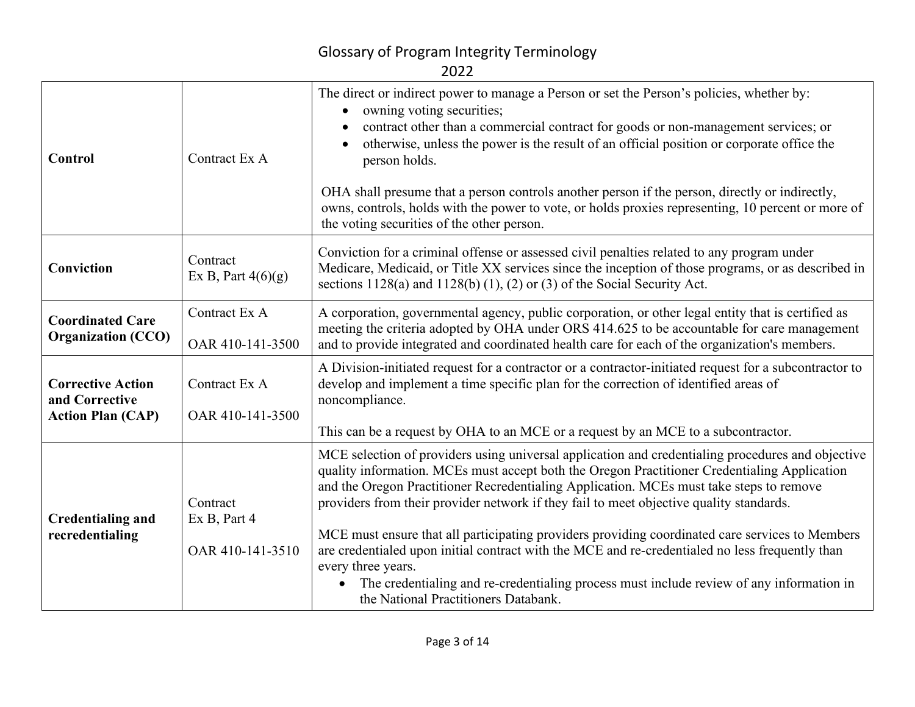| Term | Source | Definition |
| --- | --- | --- |
| **Control** | Contract Ex A | The direct or indirect power to manage a Person or set the Person's policies, whether by:<br>• owning voting securities;<br>• contract other than a commercial contract for goods or non-management services; or<br>• otherwise, unless the power is the result of an official position or corporate office the person holds.<br><br>OHA shall presume that a person controls another person if the person, directly or indirectly, owns, controls, holds with the power to vote, or holds proxies representing, 10 percent or more of the voting securities of the other person. |
| **Conviction** | Contract Ex B, Part 4(6)(g) | Conviction for a criminal offense or assessed civil penalties related to any program under Medicare, Medicaid, or Title XX services since the inception of those programs, or as described in sections 1128(a) and 1128(b) (1), (2) or (3) of the Social Security Act. |
| **Coordinated Care Organization (CCO)** | Contract Ex A<br><br>OAR 410-141-3500 | A corporation, governmental agency, public corporation, or other legal entity that is certified as meeting the criteria adopted by OHA under ORS 414.625 to be accountable for care management and to provide integrated and coordinated health care for each of the organization's members. |
| **Corrective Action and Corrective Action Plan (CAP)** | Contract Ex A<br><br>OAR 410-141-3500 | A Division-initiated request for a contractor or a contractor-initiated request for a subcontractor to develop and implement a time specific plan for the correction of identified areas of noncompliance.<br><br>This can be a request by OHA to an MCE or a request by an MCE to a subcontractor. |
| **Credentialing and recredentialing** | Contract Ex B, Part 4<br><br>OAR 410-141-3510 | MCE selection of providers using universal application and credentialing procedures and objective quality information. MCEs must accept both the Oregon Practitioner Credentialing Application and the Oregon Practitioner Recredentialing Application. MCEs must take steps to remove providers from their provider network if they fail to meet objective quality standards.<br><br>MCE must ensure that all participating providers providing coordinated care services to Members are credentialed upon initial contract with the MCE and re-credentialed no less frequently than every three years.<br>• The credentialing and re-credentialing process must include review of any information in the National Practitioners Databank. |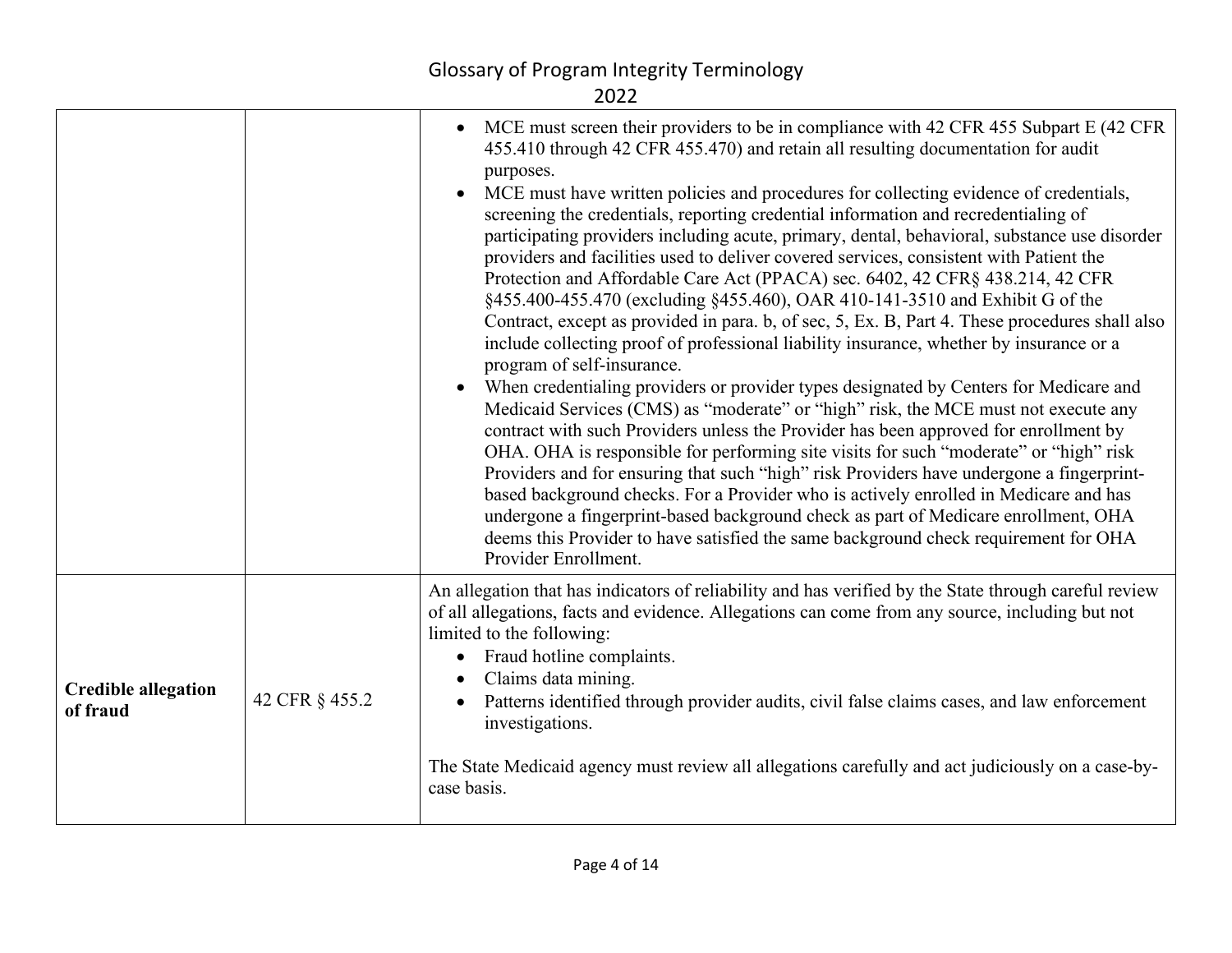| | | |
|---|---|---|
| | | • MCE must screen their providers to be in compliance with 42 CFR 455 Subpart E (42 CFR 455.410 through 42 CFR 455.470) and retain all resulting documentation for audit purposes.<br>• MCE must have written policies and procedures for collecting evidence of credentials, screening the credentials, reporting credential information and recredentialing of participating providers including acute, primary, dental, behavioral, substance use disorder providers and facilities used to deliver covered services, consistent with Patient the Protection and Affordable Care Act (PPACA) sec. 6402, 42 CFR§ 438.214, 42 CFR §455.400-455.470 (excluding §455.460), OAR 410-141-3510 and Exhibit G of the Contract, except as provided in para. b, of sec, 5, Ex. B, Part 4. These procedures shall also include collecting proof of professional liability insurance, whether by insurance or a program of self-insurance.<br>• When credentialing providers or provider types designated by Centers for Medicare and Medicaid Services (CMS) as "moderate" or "high" risk, the MCE must not execute any contract with such Providers unless the Provider has been approved for enrollment by OHA. OHA is responsible for performing site visits for such "moderate" or "high" risk Providers and for ensuring that such "high" risk Providers have undergone a fingerprint-based background checks. For a Provider who is actively enrolled in Medicare and has undergone a fingerprint-based background check as part of Medicare enrollment, OHA deems this Provider to have satisfied the same background check requirement for OHA Provider Enrollment. |
| **Credible allegation of fraud** | 42 CFR § 455.2 | An allegation that has indicators of reliability and has verified by the State through careful review of all allegations, facts and evidence. Allegations can come from any source, including but not limited to the following:<br>• Fraud hotline complaints.<br>• Claims data mining.<br>• Patterns identified through provider audits, civil false claims cases, and law enforcement investigations.<br><br>The State Medicaid agency must review all allegations carefully and act judiciously on a case-by-case basis. |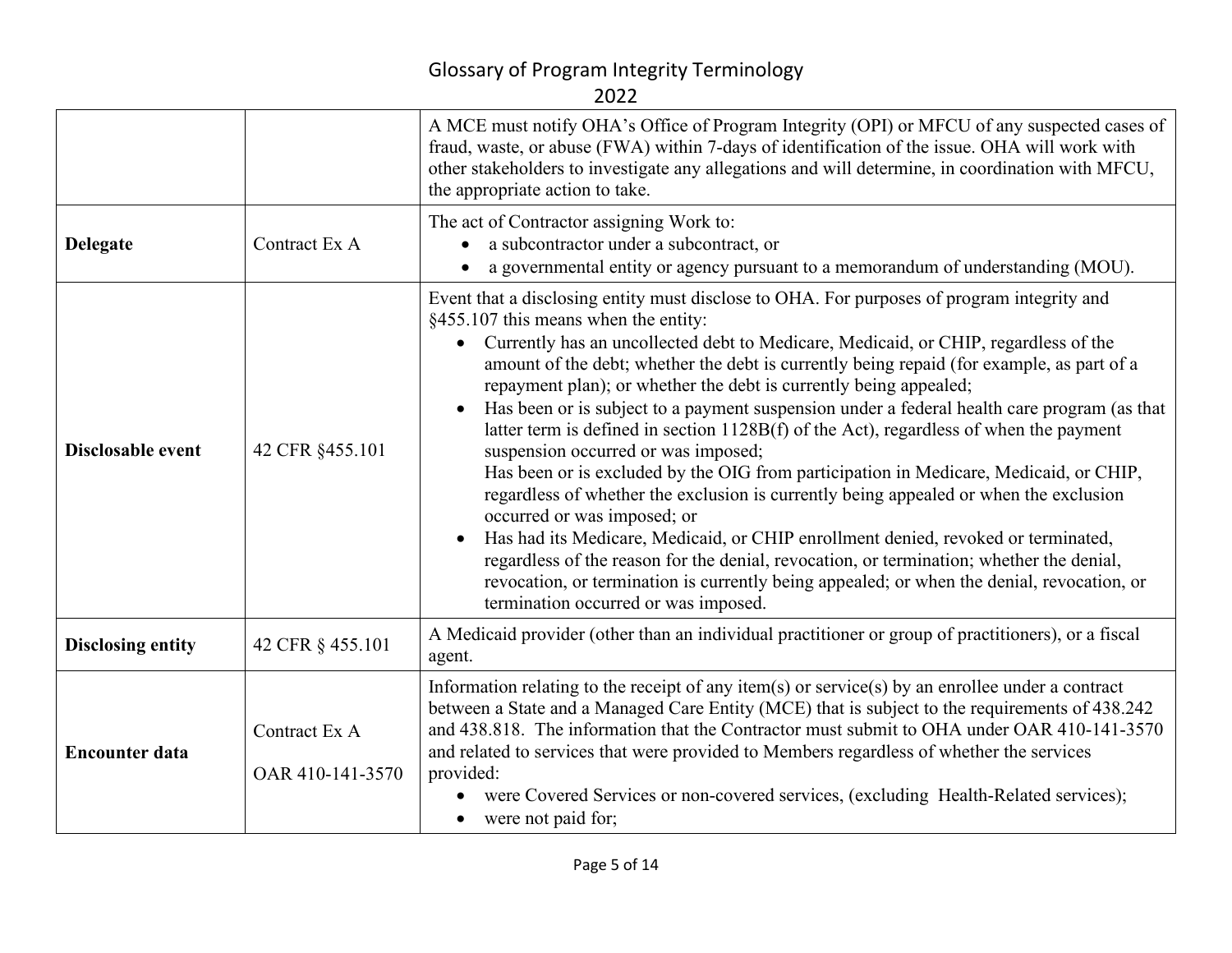| | | |
|---|---|---|
| | | A MCE must notify OHA's Office of Program Integrity (OPI) or MFCU of any suspected cases of fraud, waste, or abuse (FWA) within 7-days of identification of the issue. OHA will work with other stakeholders to investigate any allegations and will determine, in coordination with MFCU, the appropriate action to take. |
| **Delegate** | Contract Ex A | The act of Contractor assigning Work to:<br>• a subcontractor under a subcontract, or<br>• a governmental entity or agency pursuant to a memorandum of understanding (MOU). |
| **Disclosable event** | 42 CFR §455.101 | Event that a disclosing entity must disclose to OHA. For purposes of program integrity and §455.107 this means when the entity:<br>• Currently has an uncollected debt to Medicare, Medicaid, or CHIP, regardless of the amount of the debt; whether the debt is currently being repaid (for example, as part of a repayment plan); or whether the debt is currently being appealed;<br>• Has been or is subject to a payment suspension under a federal health care program (as that latter term is defined in section 1128B(f) of the Act), regardless of when the payment suspension occurred or was imposed;<br>Has been or is excluded by the OIG from participation in Medicare, Medicaid, or CHIP, regardless of whether the exclusion is currently being appealed or when the exclusion occurred or was imposed; or<br>• Has had its Medicare, Medicaid, or CHIP enrollment denied, revoked or terminated, regardless of the reason for the denial, revocation, or termination; whether the denial, revocation, or termination is currently being appealed; or when the denial, revocation, or termination occurred or was imposed. |
| **Disclosing entity** | 42 CFR § 455.101 | A Medicaid provider (other than an individual practitioner or group of practitioners), or a fiscal agent. |
| **Encounter data** | Contract Ex A<br><br>OAR 410-141-3570 | Information relating to the receipt of any item(s) or service(s) by an enrollee under a contract between a State and a Managed Care Entity (MCE) that is subject to the requirements of 438.242 and 438.818. The information that the Contractor must submit to OHA under OAR 410-141-3570 and related to services that were provided to Members regardless of whether the services provided:<br>• were Covered Services or non-covered services, (excluding Health-Related services);<br>• were not paid for; |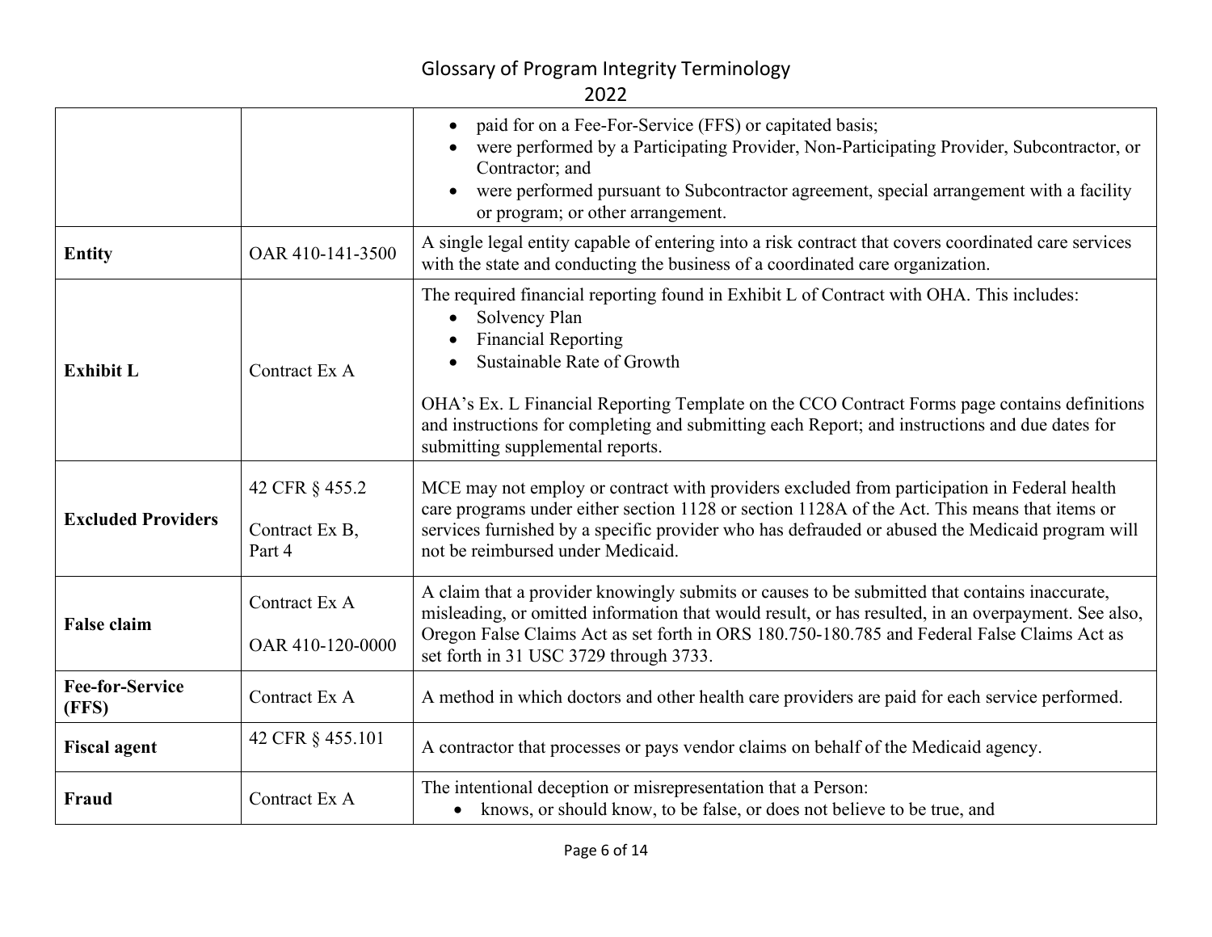| | | |
|---|---|---|
| | | • paid for on a Fee-For-Service (FFS) or capitated basis;<br>• were performed by a Participating Provider, Non-Participating Provider, Subcontractor, or Contractor; and<br>• were performed pursuant to Subcontractor agreement, special arrangement with a facility or program; or other arrangement. |
| **Entity** | OAR 410-141-3500 | A single legal entity capable of entering into a risk contract that covers coordinated care services with the state and conducting the business of a coordinated care organization. |
| **Exhibit L** | Contract Ex A | The required financial reporting found in Exhibit L of Contract with OHA. This includes:<br>• Solvency Plan<br>• Financial Reporting<br>• Sustainable Rate of Growth<br><br>OHA's Ex. L Financial Reporting Template on the CCO Contract Forms page contains definitions and instructions for completing and submitting each Report; and instructions and due dates for submitting supplemental reports. |
| **Excluded Providers** | 42 CFR § 455.2<br><br>Contract Ex B, Part 4 | MCE may not employ or contract with providers excluded from participation in Federal health care programs under either section 1128 or section 1128A of the Act. This means that items or services furnished by a specific provider who has defrauded or abused the Medicaid program will not be reimbursed under Medicaid. |
| **False claim** | Contract Ex A<br><br>OAR 410-120-0000 | A claim that a provider knowingly submits or causes to be submitted that contains inaccurate, misleading, or omitted information that would result, or has resulted, in an overpayment. See also, Oregon False Claims Act as set forth in ORS 180.750-180.785 and Federal False Claims Act as set forth in 31 USC 3729 through 3733. |
| **Fee-for-Service (FFS)** | Contract Ex A | A method in which doctors and other health care providers are paid for each service performed. |
| **Fiscal agent** | 42 CFR § 455.101 | A contractor that processes or pays vendor claims on behalf of the Medicaid agency. |
| **Fraud** | Contract Ex A | The intentional deception or misrepresentation that a Person:<br>• knows, or should know, to be false, or does not believe to be true, and |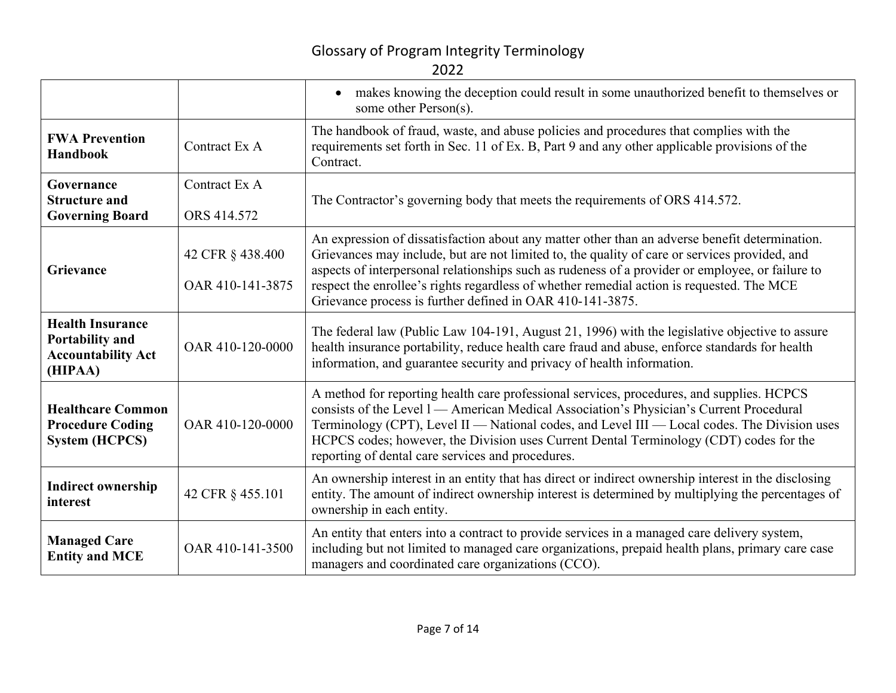| | | |
|---|---|---|
| | | • makes knowing the deception could result in some unauthorized benefit to themselves or some other Person(s). |
| **FWA Prevention Handbook** | Contract Ex A | The handbook of fraud, waste, and abuse policies and procedures that complies with the requirements set forth in Sec. 11 of Ex. B, Part 9 and any other applicable provisions of the Contract. |
| **Governance Structure and Governing Board** | Contract Ex A<br><br>ORS 414.572 | The Contractor's governing body that meets the requirements of ORS 414.572. |
| **Grievance** | 42 CFR § 438.400<br><br>OAR 410-141-3875 | An expression of dissatisfaction about any matter other than an adverse benefit determination. Grievances may include, but are not limited to, the quality of care or services provided, and aspects of interpersonal relationships such as rudeness of a provider or employee, or failure to respect the enrollee's rights regardless of whether remedial action is requested. The MCE Grievance process is further defined in OAR 410-141-3875. |
| **Health Insurance Portability and Accountability Act (HIPAA)** | OAR 410-120-0000 | The federal law (Public Law 104-191, August 21, 1996) with the legislative objective to assure health insurance portability, reduce health care fraud and abuse, enforce standards for health information, and guarantee security and privacy of health information. |
| **Healthcare Common Procedure Coding System (HCPCS)** | OAR 410-120-0000 | A method for reporting health care professional services, procedures, and supplies. HCPCS consists of the Level l — American Medical Association's Physician's Current Procedural Terminology (CPT), Level II — National codes, and Level III — Local codes. The Division uses HCPCS codes; however, the Division uses Current Dental Terminology (CDT) codes for the reporting of dental care services and procedures. |
| **Indirect ownership interest** | 42 CFR § 455.101 | An ownership interest in an entity that has direct or indirect ownership interest in the disclosing entity. The amount of indirect ownership interest is determined by multiplying the percentages of ownership in each entity. |
| **Managed Care Entity and MCE** | OAR 410-141-3500 | An entity that enters into a contract to provide services in a managed care delivery system, including but not limited to managed care organizations, prepaid health plans, primary care case managers and coordinated care organizations (CCO). |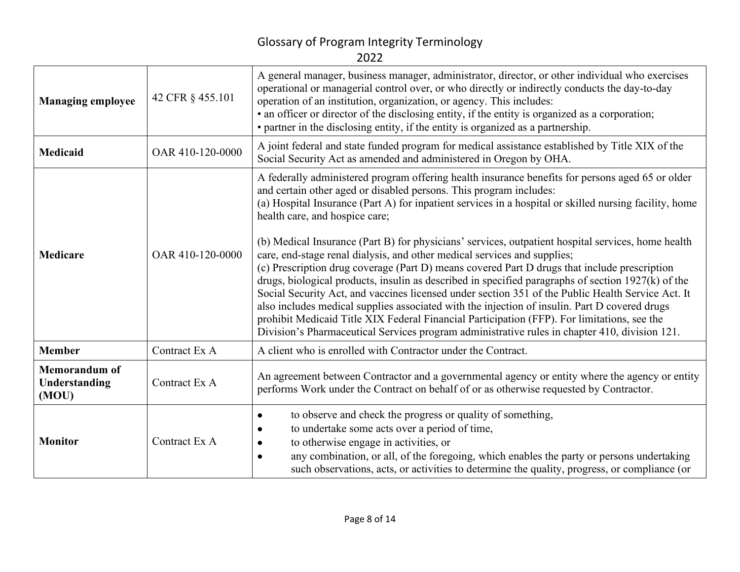| | | |
|---|---|---|
| **Managing employee** | 42 CFR § 455.101 | A general manager, business manager, administrator, director, or other individual who exercises operational or managerial control over, or who directly or indirectly conducts the day-to-day operation of an institution, organization, or agency. This includes:<br>• an officer or director of the disclosing entity, if the entity is organized as a corporation;<br>• partner in the disclosing entity, if the entity is organized as a partnership. |
| **Medicaid** | OAR 410-120-0000 | A joint federal and state funded program for medical assistance established by Title XIX of the Social Security Act as amended and administered in Oregon by OHA. |
| **Medicare** | OAR 410-120-0000 | A federally administered program offering health insurance benefits for persons aged 65 or older and certain other aged or disabled persons. This program includes:<br>(a) Hospital Insurance (Part A) for inpatient services in a hospital or skilled nursing facility, home health care, and hospice care;<br><br>(b) Medical Insurance (Part B) for physicians' services, outpatient hospital services, home health care, end-stage renal dialysis, and other medical services and supplies;<br>(c) Prescription drug coverage (Part D) means covered Part D drugs that include prescription drugs, biological products, insulin as described in specified paragraphs of section 1927(k) of the Social Security Act, and vaccines licensed under section 351 of the Public Health Service Act. It also includes medical supplies associated with the injection of insulin. Part D covered drugs prohibit Medicaid Title XIX Federal Financial Participation (FFP). For limitations, see the Division's Pharmaceutical Services program administrative rules in chapter 410, division 121. |
| **Member** | Contract Ex A | A client who is enrolled with Contractor under the Contract. |
| **Memorandum of Understanding (MOU)** | Contract Ex A | An agreement between Contractor and a governmental agency or entity where the agency or entity performs Work under the Contract on behalf of or as otherwise requested by Contractor. |
| **Monitor** | Contract Ex A | • to observe and check the progress or quality of something,<br>• to undertake some acts over a period of time,<br>• to otherwise engage in activities, or<br>• any combination, or all, of the foregoing, which enables the party or persons undertaking such observations, acts, or activities to determine the quality, progress, or compliance (or |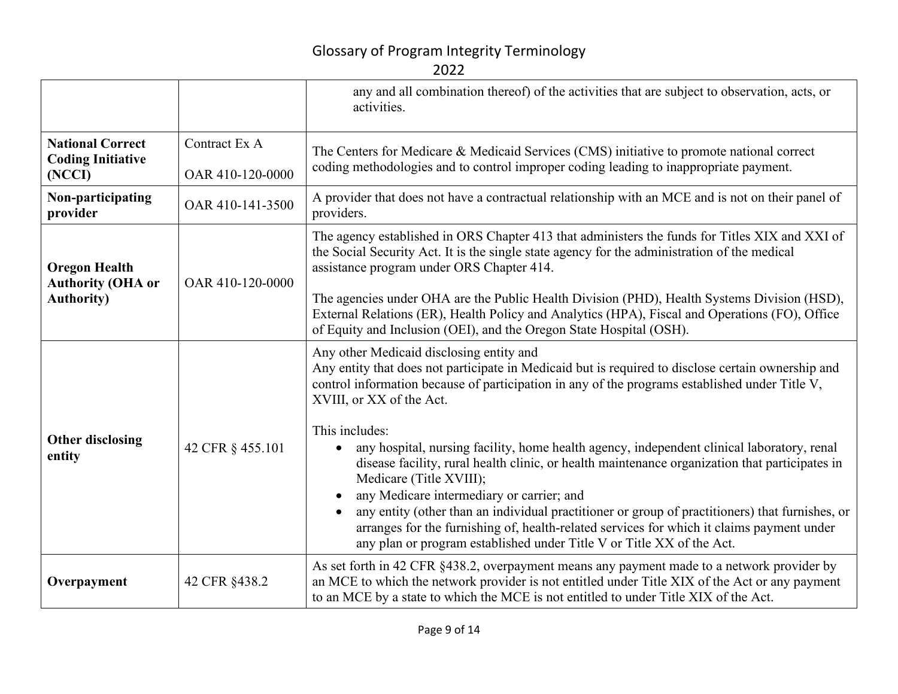| | | |
|---|---|---|
| | | any and all combination thereof) of the activities that are subject to observation, acts, or activities. |
| **National Correct Coding Initiative (NCCI)** | Contract Ex A<br><br>OAR 410-120-0000 | The Centers for Medicare & Medicaid Services (CMS) initiative to promote national correct coding methodologies and to control improper coding leading to inappropriate payment. |
| **Non-participating provider** | OAR 410-141-3500 | A provider that does not have a contractual relationship with an MCE and is not on their panel of providers. |
| **Oregon Health Authority (OHA or Authority)** | OAR 410-120-0000 | The agency established in ORS Chapter 413 that administers the funds for Titles XIX and XXI of the Social Security Act. It is the single state agency for the administration of the medical assistance program under ORS Chapter 414.<br><br>The agencies under OHA are the Public Health Division (PHD), Health Systems Division (HSD), External Relations (ER), Health Policy and Analytics (HPA), Fiscal and Operations (FO), Office of Equity and Inclusion (OEI), and the Oregon State Hospital (OSH). |
| **Other disclosing entity** | 42 CFR § 455.101 | Any other Medicaid disclosing entity and<br>Any entity that does not participate in Medicaid but is required to disclose certain ownership and control information because of participation in any of the programs established under Title V, XVIII, or XX of the Act.<br><br>This includes:<br>• any hospital, nursing facility, home health agency, independent clinical laboratory, renal disease facility, rural health clinic, or health maintenance organization that participates in Medicare (Title XVIII);<br>• any Medicare intermediary or carrier; and<br>• any entity (other than an individual practitioner or group of practitioners) that furnishes, or arranges for the furnishing of, health-related services for which it claims payment under any plan or program established under Title V or Title XX of the Act. |
| **Overpayment** | 42 CFR §438.2 | As set forth in 42 CFR §438.2, overpayment means any payment made to a network provider by an MCE to which the network provider is not entitled under Title XIX of the Act or any payment to an MCE by a state to which the MCE is not entitled to under Title XIX of the Act. |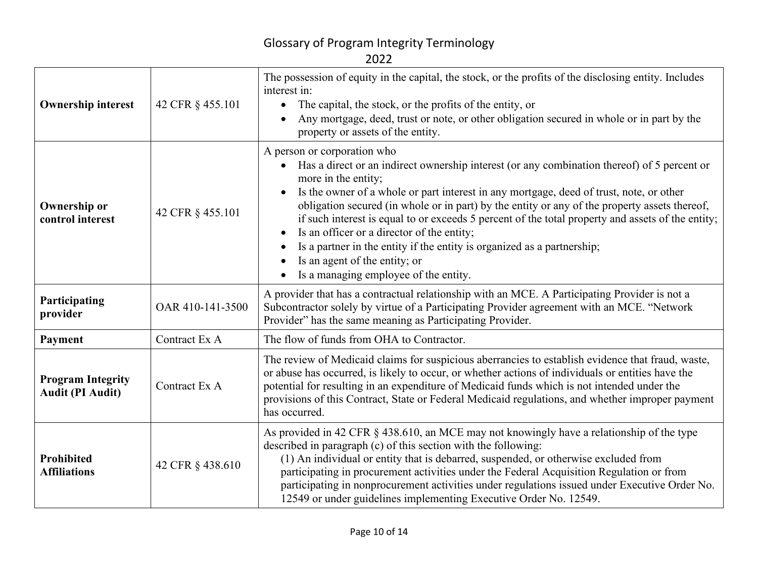# Glossary of Program Integrity Terminology 2022

| | | |
|---|---|---|
| **Ownership interest** | 42 CFR § 455.101 | The possession of equity in the capital, the stock, or the profits of the disclosing entity. Includes interest in:<br>• The capital, the stock, or the profits of the entity, or<br>• Any mortgage, deed, trust or note, or other obligation secured in whole or in part by the property or assets of the entity. |
| **Ownership or control interest** | 42 CFR § 455.101 | A person or corporation who<br>• Has a direct or an indirect ownership interest (or any combination thereof) of 5 percent or more in the entity;<br>• Is the owner of a whole or part interest in any mortgage, deed of trust, note, or other obligation secured (in whole or in part) by the entity or any of the property assets thereof, if such interest is equal to or exceeds 5 percent of the total property and assets of the entity;<br>• Is an officer or a director of the entity;<br>• Is a partner in the entity if the entity is organized as a partnership;<br>• Is an agent of the entity; or<br>• Is a managing employee of the entity. |
| **Participating provider** | OAR 410-141-3500 | A provider that has a contractual relationship with an MCE. A Participating Provider is not a Subcontractor solely by virtue of a Participating Provider agreement with an MCE. "Network Provider" has the same meaning as Participating Provider. |
| **Payment** | Contract Ex A | The flow of funds from OHA to Contractor. |
| **Program Integrity Audit (PI Audit)** | Contract Ex A | The review of Medicaid claims for suspicious aberrancies to establish evidence that fraud, waste, or abuse has occurred, is likely to occur, or whether actions of individuals or entities have the potential for resulting in an expenditure of Medicaid funds which is not intended under the provisions of this Contract, State or Federal Medicaid regulations, and whether improper payment has occurred. |
| **Prohibited Affiliations** | 42 CFR § 438.610 | As provided in 42 CFR § 438.610, an MCE may not knowingly have a relationship of the type described in paragraph (c) of this section with the following:<br>(1) An individual or entity that is debarred, suspended, or otherwise excluded from participating in procurement activities under the Federal Acquisition Regulation or from participating in nonprocurement activities under regulations issued under Executive Order No. 12549 or under guidelines implementing Executive Order No. 12549. |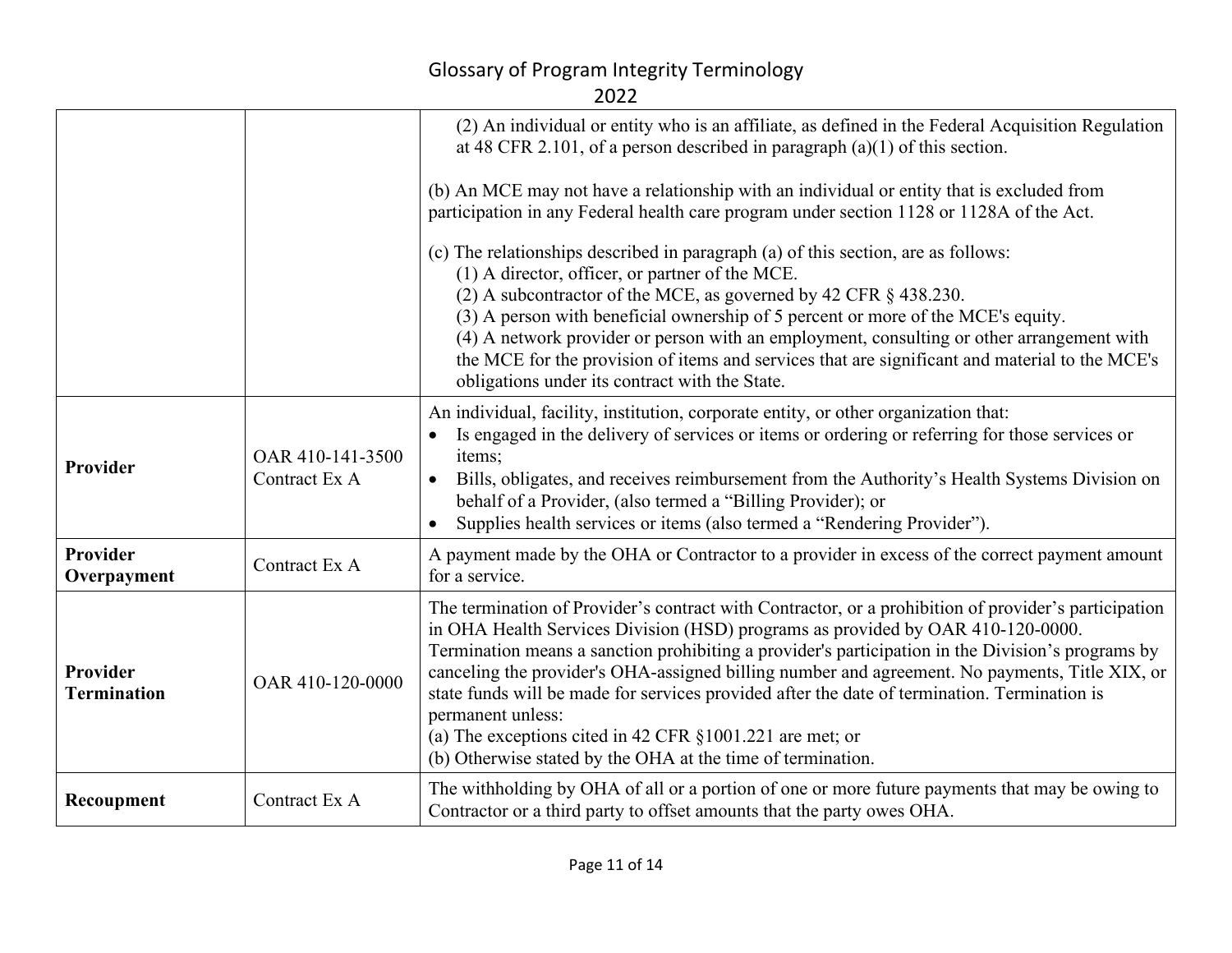| | | |
|---|---|---|
| | | (2) An individual or entity who is an affiliate, as defined in the Federal Acquisition Regulation at 48 CFR 2.101, of a person described in paragraph (a)(1) of this section.<br><br>(b) An MCE may not have a relationship with an individual or entity that is excluded from participation in any Federal health care program under section 1128 or 1128A of the Act.<br><br>(c) The relationships described in paragraph (a) of this section, are as follows:<br>(1) A director, officer, or partner of the MCE.<br>(2) A subcontractor of the MCE, as governed by 42 CFR § 438.230.<br>(3) A person with beneficial ownership of 5 percent or more of the MCE's equity.<br>(4) A network provider or person with an employment, consulting or other arrangement with the MCE for the provision of items and services that are significant and material to the MCE's obligations under its contract with the State. |
| **Provider** | OAR 410-141-3500<br>Contract Ex A | An individual, facility, institution, corporate entity, or other organization that:<br>• Is engaged in the delivery of services or items or ordering or referring for those services or items;<br>• Bills, obligates, and receives reimbursement from the Authority's Health Systems Division on behalf of a Provider, (also termed a "Billing Provider); or<br>• Supplies health services or items (also termed a "Rendering Provider"). |
| **Provider Overpayment** | Contract Ex A | A payment made by the OHA or Contractor to a provider in excess of the correct payment amount for a service. |
| **Provider Termination** | OAR 410-120-0000 | The termination of Provider's contract with Contractor, or a prohibition of provider's participation in OHA Health Services Division (HSD) programs as provided by OAR 410-120-0000. Termination means a sanction prohibiting a provider's participation in the Division's programs by canceling the provider's OHA-assigned billing number and agreement. No payments, Title XIX, or state funds will be made for services provided after the date of termination. Termination is permanent unless:<br>(a) The exceptions cited in 42 CFR §1001.221 are met; or<br>(b) Otherwise stated by the OHA at the time of termination. |
| **Recoupment** | Contract Ex A | The withholding by OHA of all or a portion of one or more future payments that may be owing to Contractor or a third party to offset amounts that the party owes OHA. |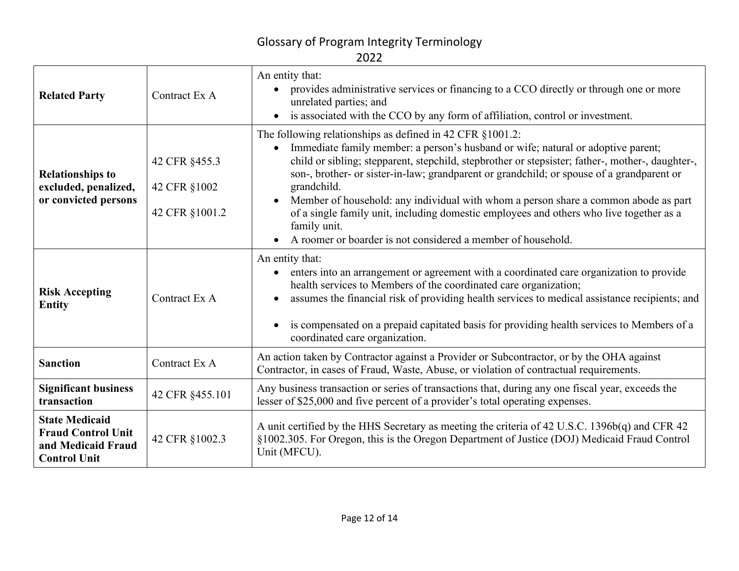# Glossary of Program Integrity Terminology

## 2022

| | | |
|---|---|---|
| **Related Party** | Contract Ex A | An entity that:<br>• provides administrative services or financing to a CCO directly or through one or more unrelated parties; and<br>• is associated with the CCO by any form of affiliation, control or investment. |
| **Relationships to excluded, penalized, or convicted persons** | 42 CFR §455.3<br><br>42 CFR §1002<br><br>42 CFR §1001.2 | The following relationships as defined in 42 CFR §1001.2:<br>• Immediate family member: a person's husband or wife; natural or adoptive parent; child or sibling; stepparent, stepchild, stepbrother or stepsister; father-, mother-, daughter-, son-, brother- or sister-in-law; grandparent or grandchild; or spouse of a grandparent or grandchild.<br>• Member of household: any individual with whom a person share a common abode as part of a single family unit, including domestic employees and others who live together as a family unit.<br>• A roomer or boarder is not considered a member of household. |
| **Risk Accepting Entity** | Contract Ex A | An entity that:<br>• enters into an arrangement or agreement with a coordinated care organization to provide health services to Members of the coordinated care organization;<br>• assumes the financial risk of providing health services to medical assistance recipients; and<br>• is compensated on a prepaid capitated basis for providing health services to Members of a coordinated care organization. |
| **Sanction** | Contract Ex A | An action taken by Contractor against a Provider or Subcontractor, or by the OHA against Contractor, in cases of Fraud, Waste, Abuse, or violation of contractual requirements. |
| **Significant business transaction** | 42 CFR §455.101 | Any business transaction or series of transactions that, during any one fiscal year, exceeds the lesser of $25,000 and five percent of a provider's total operating expenses. |
| **State Medicaid Fraud Control Unit and Medicaid Fraud Control Unit** | 42 CFR §1002.3 | A unit certified by the HHS Secretary as meeting the criteria of 42 U.S.C. 1396b(q) and CFR 42 §1002.305. For Oregon, this is the Oregon Department of Justice (DOJ) Medicaid Fraud Control Unit (MFCU). |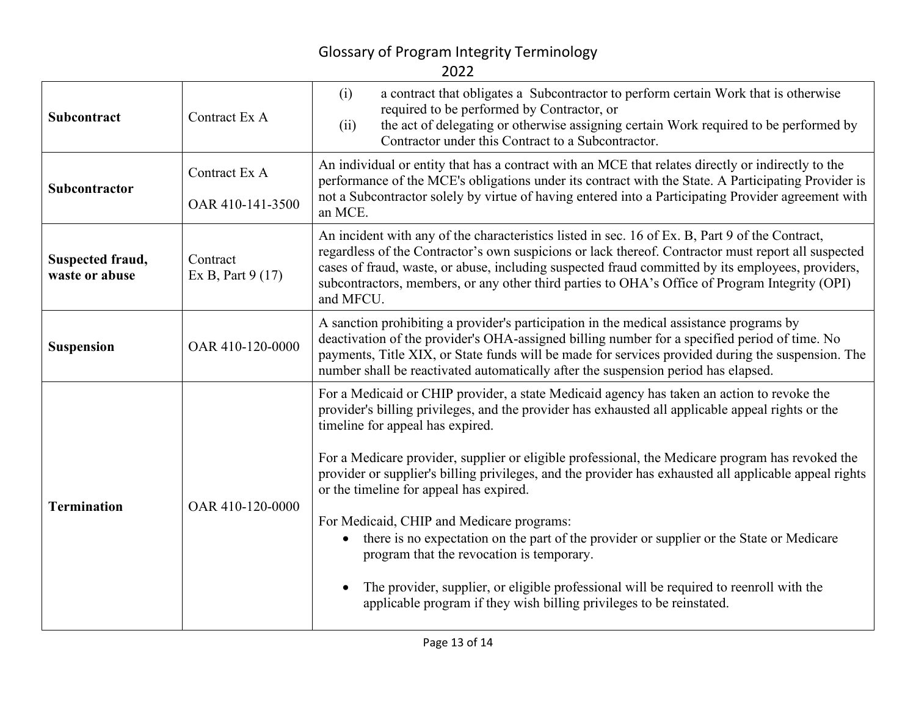| | | |
|---|---|---|
| **Subcontract** | Contract Ex A | (i) a contract that obligates a Subcontractor to perform certain Work that is otherwise required to be performed by Contractor, or<br>(ii) the act of delegating or otherwise assigning certain Work required to be performed by Contractor under this Contract to a Subcontractor. |
| **Subcontractor** | Contract Ex A<br><br>OAR 410-141-3500 | An individual or entity that has a contract with an MCE that relates directly or indirectly to the performance of the MCE's obligations under its contract with the State. A Participating Provider is not a Subcontractor solely by virtue of having entered into a Participating Provider agreement with an MCE. |
| **Suspected fraud, waste or abuse** | Contract<br>Ex B, Part 9 (17) | An incident with any of the characteristics listed in sec. 16 of Ex. B, Part 9 of the Contract, regardless of the Contractor's own suspicions or lack thereof. Contractor must report all suspected cases of fraud, waste, or abuse, including suspected fraud committed by its employees, providers, subcontractors, members, or any other third parties to OHA's Office of Program Integrity (OPI) and MFCU. |
| **Suspension** | OAR 410-120-0000 | A sanction prohibiting a provider's participation in the medical assistance programs by deactivation of the provider's OHA-assigned billing number for a specified period of time. No payments, Title XIX, or State funds will be made for services provided during the suspension. The number shall be reactivated automatically after the suspension period has elapsed. |
| **Termination** | OAR 410-120-0000 | For a Medicaid or CHIP provider, a state Medicaid agency has taken an action to revoke the provider's billing privileges, and the provider has exhausted all applicable appeal rights or the timeline for appeal has expired.<br><br>For a Medicare provider, supplier or eligible professional, the Medicare program has revoked the provider or supplier's billing privileges, and the provider has exhausted all applicable appeal rights or the timeline for appeal has expired.<br><br>For Medicaid, CHIP and Medicare programs:<br>• there is no expectation on the part of the provider or supplier or the State or Medicare program that the revocation is temporary.<br>• The provider, supplier, or eligible professional will be required to reenroll with the applicable program if they wish billing privileges to be reinstated. |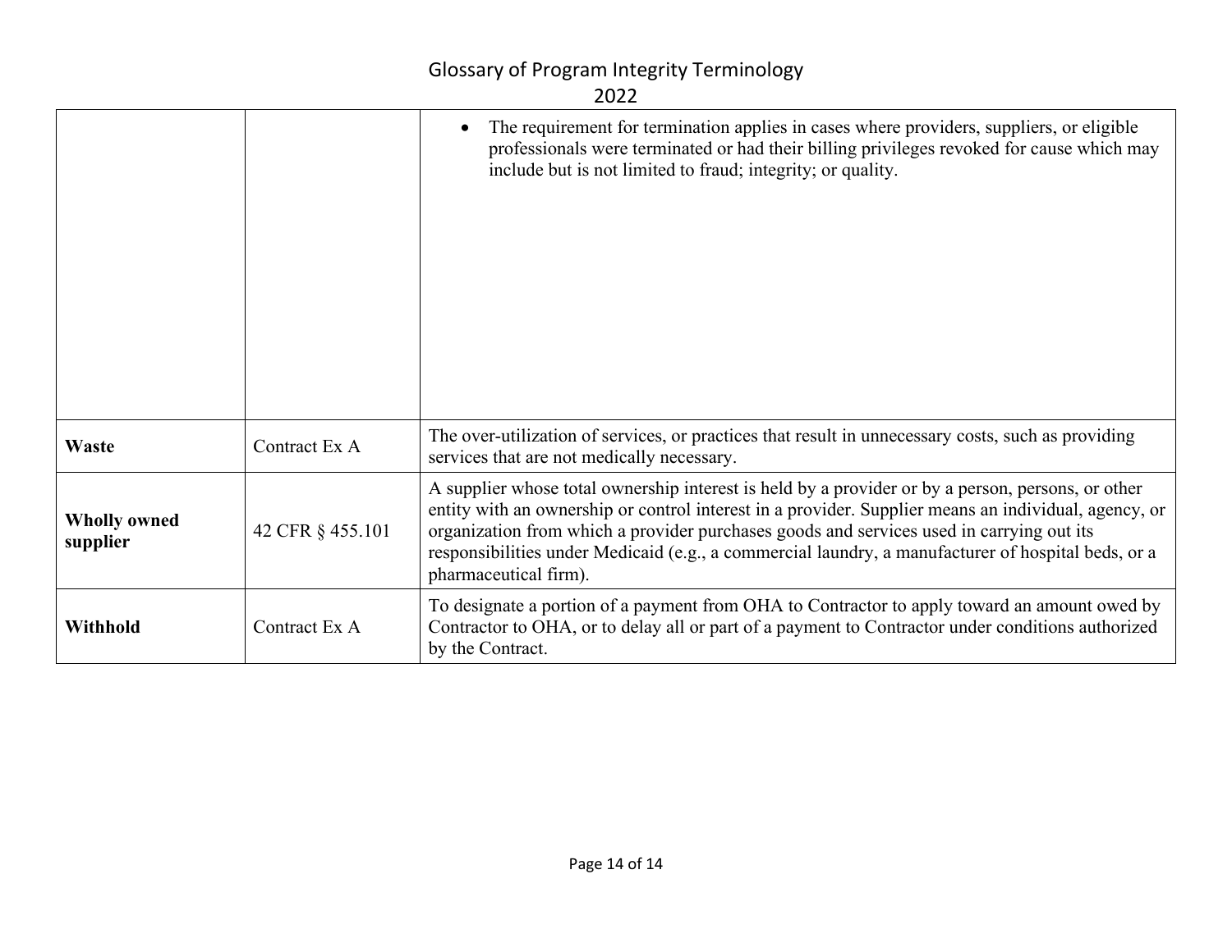| | | |
|---|---|---|
| | | • The requirement for termination applies in cases where providers, suppliers, or eligible professionals were terminated or had their billing privileges revoked for cause which may include but is not limited to fraud; integrity; or quality. |
| **Waste** | Contract Ex A | The over-utilization of services, or practices that result in unnecessary costs, such as providing services that are not medically necessary. |
| **Wholly owned supplier** | 42 CFR § 455.101 | A supplier whose total ownership interest is held by a provider or by a person, persons, or other entity with an ownership or control interest in a provider. Supplier means an individual, agency, or organization from which a provider purchases goods and services used in carrying out its responsibilities under Medicaid (e.g., a commercial laundry, a manufacturer of hospital beds, or a pharmaceutical firm). |
| **Withhold** | Contract Ex A | To designate a portion of a payment from OHA to Contractor to apply toward an amount owed by Contractor to OHA, or to delay all or part of a payment to Contractor under conditions authorized by the Contract. |